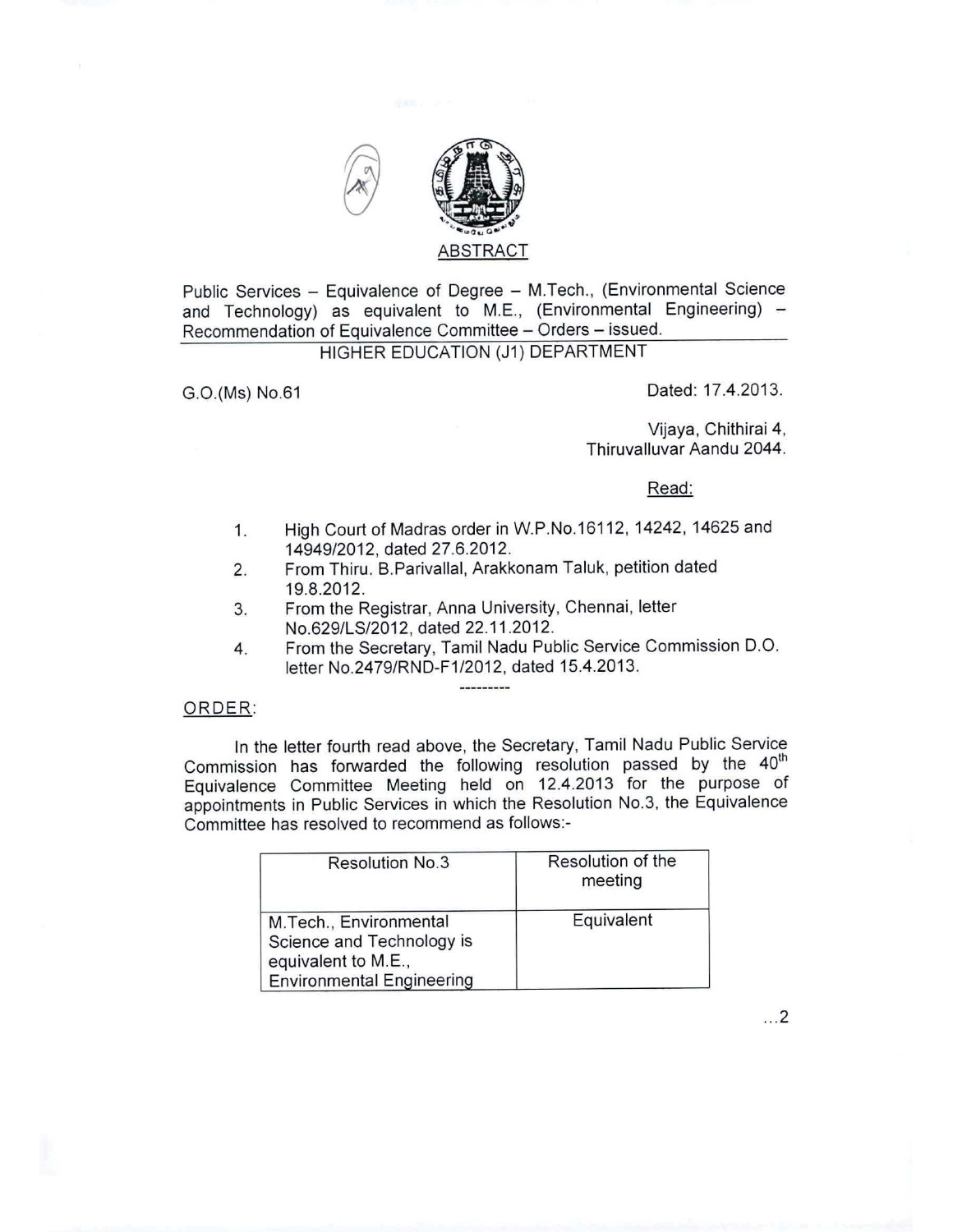ABSTRACT

Public Services – Equivalence of Degree – M.Tech., (Environmental Science and Technology) as equivalent to M.E., (Environmental Engineering) – Recommendation of Equivalence Committee – Orders – issued.

HIGHER EDUCATION (J1) DEPARTMENT

G.O.(Ms) No.61 Dated: 17.4.2013.

Vijaya, Chithirai 4,
Thiruvalluvar Aandu 2044.

Read:

1. High Court of Madras order in W.P.No.16112, 14242, 14625 and 14949/2012, dated 27.6.2012.
2. From Thiru. B.Parivallal, Arakkonam Taluk, petition dated 19.8.2012.
3. From the Registrar, Anna University, Chennai, letter No.629/LS/2012, dated 22.11.2012.
4. From the Secretary, Tamil Nadu Public Service Commission D.O. letter No.2479/RND-F1/2012, dated 15.4.2013.

---------

ORDER:

In the letter fourth read above, the Secretary, Tamil Nadu Public Service Commission has forwarded the following resolution passed by the 40th Equivalence Committee Meeting held on 12.4.2013 for the purpose of appointments in Public Services in which the Resolution No.3, the Equivalence Committee has resolved to recommend as follows:-

| Resolution No.3 | Resolution of the meeting |
|---|---|
| M.Tech., Environmental Science and Technology is equivalent to M.E., Environmental Engineering | Equivalent |

...2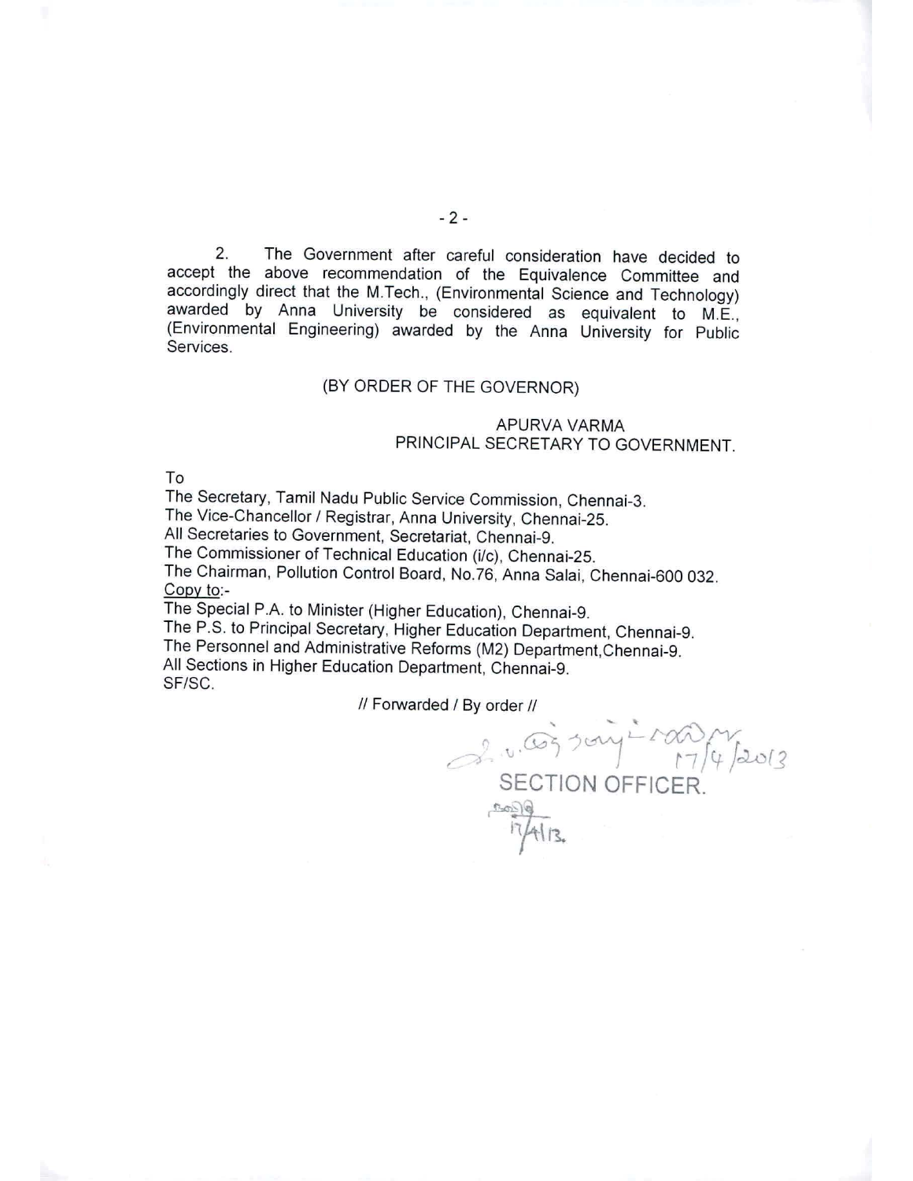2. The Government after careful consideration have decided to accept the above recommendation of the Equivalence Committee and accordingly direct that the M.Tech., (Environmental Science and Technology) awarded by Anna University be considered as equivalent to M.E., (Environmental Engineering) awarded by the Anna University for Public Services.

(BY ORDER OF THE GOVERNOR)

APURVA VARMA
PRINCIPAL SECRETARY TO GOVERNMENT.

To
The Secretary, Tamil Nadu Public Service Commission, Chennai-3.
The Vice-Chancellor / Registrar, Anna University, Chennai-25.
All Secretaries to Government, Secretariat, Chennai-9.
The Commissioner of Technical Education (i/c), Chennai-25.
The Chairman, Pollution Control Board, No.76, Anna Salai, Chennai-600 032.

Copy to:-
The Special P.A. to Minister (Higher Education), Chennai-9.
The P.S. to Principal Secretary, Higher Education Department, Chennai-9.
The Personnel and Administrative Reforms (M2) Department, Chennai-9.
All Sections in Higher Education Department, Chennai-9.
SF/SC.

// Forwarded / By order //

17/4/2013
SECTION OFFICER.
17/4/13.